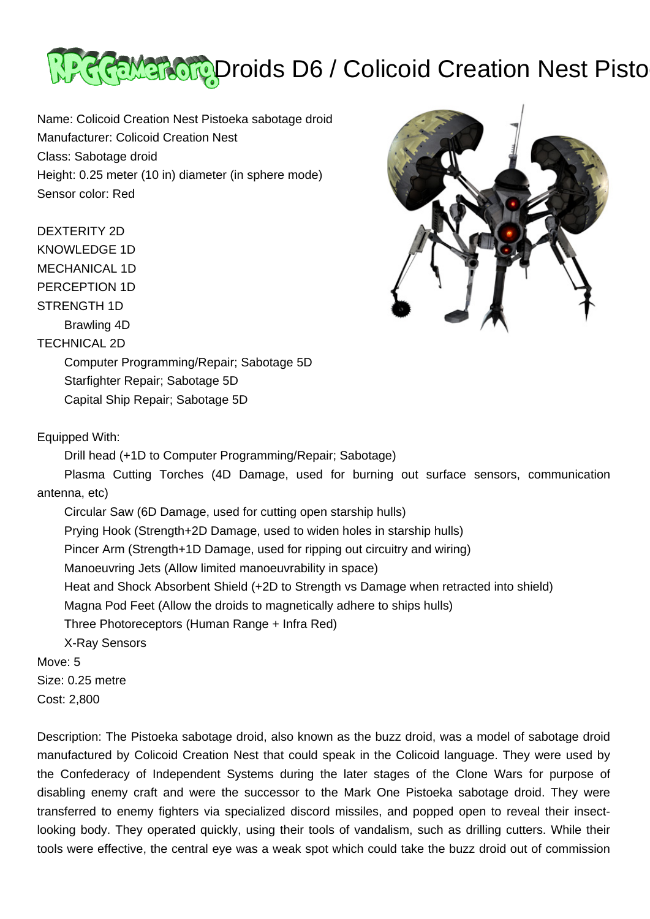# Droids D6 / Colicoid Creation Nest Pisto

Name: Colicoid Creation Nest Pistoeka sabotage droid
Manufacturer: Colicoid Creation Nest
Class: Sabotage droid
Height: 0.25 meter (10 in) diameter (in sphere mode)
Sensor color: Red

DEXTERITY 2D
KNOWLEDGE 1D
MECHANICAL 1D
PERCEPTION 1D
STRENGTH 1D
- Brawling 4D

TECHNICAL 2D
- Computer Programming/Repair; Sabotage 5D
- Starfighter Repair; Sabotage 5D
- Capital Ship Repair; Sabotage 5D

Equipped With:
- Drill head (+1D to Computer Programming/Repair; Sabotage)
- Plasma Cutting Torches (4D Damage, used for burning out surface sensors, communication antenna, etc)
- Circular Saw (6D Damage, used for cutting open starship hulls)
- Prying Hook (Strength+2D Damage, used to widen holes in starship hulls)
- Pincer Arm (Strength+1D Damage, used for ripping out circuitry and wiring)
- Manoeuvring Jets (Allow limited manoeuvrability in space)
- Heat and Shock Absorbent Shield (+2D to Strength vs Damage when retracted into shield)
- Magna Pod Feet (Allow the droids to magnetically adhere to ships hulls)
- Three Photoreceptors (Human Range + Infra Red)
- X-Ray Sensors

Move: 5
Size: 0.25 metre
Cost: 2,800

Description: The Pistoeka sabotage droid, also known as the buzz droid, was a model of sabotage droid manufactured by Colicoid Creation Nest that could speak in the Colicoid language. They were used by the Confederacy of Independent Systems during the later stages of the Clone Wars for purpose of disabling enemy craft and were the successor to the Mark One Pistoeka sabotage droid. They were transferred to enemy fighters via specialized discord missiles, and popped open to reveal their insect-looking body. They operated quickly, using their tools of vandalism, such as drilling cutters. While their tools were effective, the central eye was a weak spot which could take the buzz droid out of commission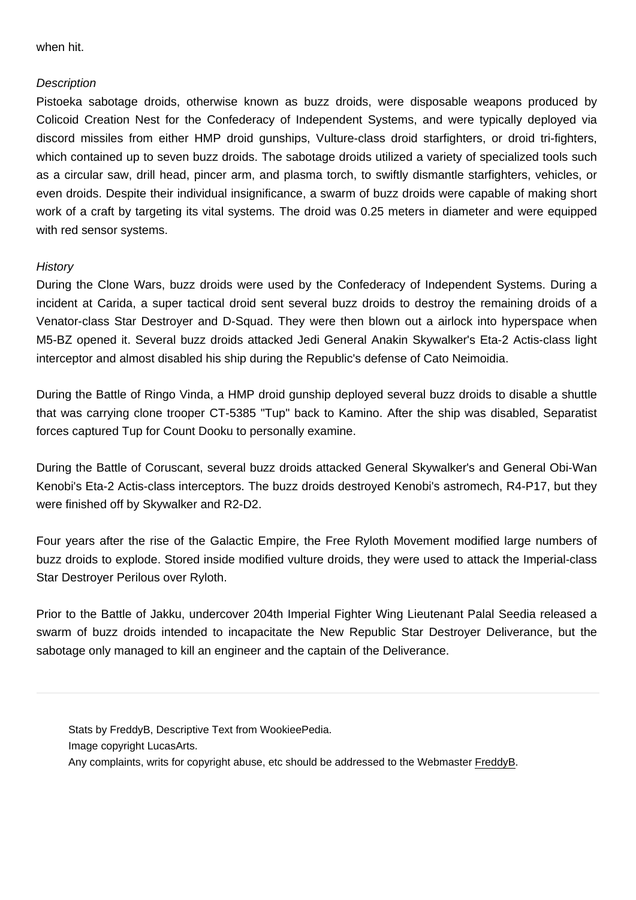when hit.

*Description*

Pistoeka sabotage droids, otherwise known as buzz droids, were disposable weapons produced by Colicoid Creation Nest for the Confederacy of Independent Systems, and were typically deployed via discord missiles from either HMP droid gunships, Vulture-class droid starfighters, or droid tri-fighters, which contained up to seven buzz droids. The sabotage droids utilized a variety of specialized tools such as a circular saw, drill head, pincer arm, and plasma torch, to swiftly dismantle starfighters, vehicles, or even droids. Despite their individual insignificance, a swarm of buzz droids were capable of making short work of a craft by targeting its vital systems. The droid was 0.25 meters in diameter and were equipped with red sensor systems.

*History*

During the Clone Wars, buzz droids were used by the Confederacy of Independent Systems. During a incident at Carida, a super tactical droid sent several buzz droids to destroy the remaining droids of a Venator-class Star Destroyer and D-Squad. They were then blown out a airlock into hyperspace when M5-BZ opened it. Several buzz droids attacked Jedi General Anakin Skywalker's Eta-2 Actis-class light interceptor and almost disabled his ship during the Republic's defense of Cato Neimoidia.

During the Battle of Ringo Vinda, a HMP droid gunship deployed several buzz droids to disable a shuttle that was carrying clone trooper CT-5385 "Tup" back to Kamino. After the ship was disabled, Separatist forces captured Tup for Count Dooku to personally examine.

During the Battle of Coruscant, several buzz droids attacked General Skywalker's and General Obi-Wan Kenobi's Eta-2 Actis-class interceptors. The buzz droids destroyed Kenobi's astromech, R4-P17, but they were finished off by Skywalker and R2-D2.

Four years after the rise of the Galactic Empire, the Free Ryloth Movement modified large numbers of buzz droids to explode. Stored inside modified vulture droids, they were used to attack the Imperial-class Star Destroyer Perilous over Ryloth.

Prior to the Battle of Jakku, undercover 204th Imperial Fighter Wing Lieutenant Palal Seedia released a swarm of buzz droids intended to incapacitate the New Republic Star Destroyer Deliverance, but the sabotage only managed to kill an engineer and the captain of the Deliverance.

---

Stats by FreddyB, Descriptive Text from WookieePedia.
Image copyright LucasArts.
Any complaints, writs for copyright abuse, etc should be addressed to the Webmaster FreddyB.